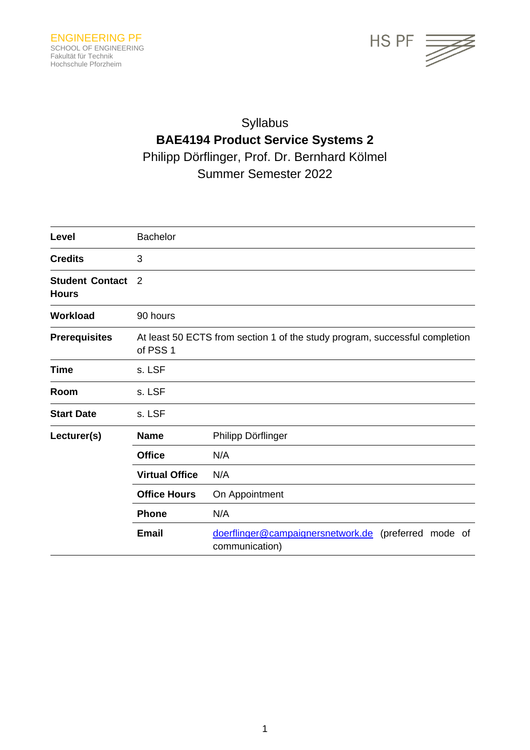ENGINEERING PF
SCHOOL OF ENGINEERING
Fakultät für Technik
Hochschule Pforzheim

HS PF

# Syllabus

## BAE4194 Product Service Systems 2

Philipp Dörflinger, Prof. Dr. Bernhard Kölmel

Summer Semester 2022

| | | |
|---|---|---|
| **Level** | Bachelor | |
| **Credits** | 3 | |
| **Student Contact Hours** | 2 | |
| **Workload** | 90 hours | |
| **Prerequisites** | At least 50 ECTS from section 1 of the study program, successful completion of PSS 1 | |
| **Time** | s. LSF | |
| **Room** | s. LSF | |
| **Start Date** | s. LSF | |
| **Lecturer(s)** | **Name** | Philipp Dörflinger |
| | **Office** | N/A |
| | **Virtual Office** | N/A |
| | **Office Hours** | On Appointment |
| | **Phone** | N/A |
| | **Email** | doerflinger@campaignersnetwork.de (preferred mode of communication) |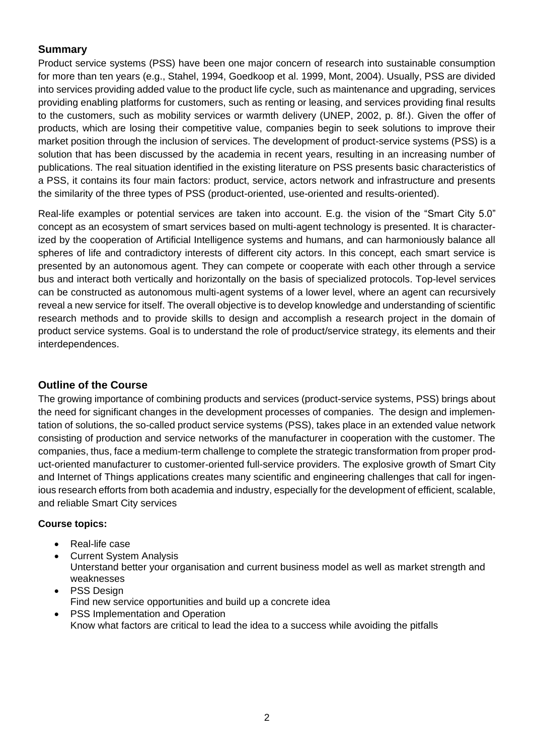## Summary

Product service systems (PSS) have been one major concern of research into sustainable consumption for more than ten years (e.g., Stahel, 1994, Goedkoop et al. 1999, Mont, 2004). Usually, PSS are divided into services providing added value to the product life cycle, such as maintenance and upgrading, services providing enabling platforms for customers, such as renting or leasing, and services providing final results to the customers, such as mobility services or warmth delivery (UNEP, 2002, p. 8f.). Given the offer of products, which are losing their competitive value, companies begin to seek solutions to improve their market position through the inclusion of services. The development of product-service systems (PSS) is a solution that has been discussed by the academia in recent years, resulting in an increasing number of publications. The real situation identified in the existing literature on PSS presents basic characteristics of a PSS, it contains its four main factors: product, service, actors network and infrastructure and presents the similarity of the three types of PSS (product-oriented, use-oriented and results-oriented).

Real-life examples or potential services are taken into account. E.g. the vision of the "Smart City 5.0" concept as an ecosystem of smart services based on multi-agent technology is presented. It is characterized by the cooperation of Artificial Intelligence systems and humans, and can harmoniously balance all spheres of life and contradictory interests of different city actors. In this concept, each smart service is presented by an autonomous agent. They can compete or cooperate with each other through a service bus and interact both vertically and horizontally on the basis of specialized protocols. Top-level services can be constructed as autonomous multi-agent systems of a lower level, where an agent can recursively reveal a new service for itself. The overall objective is to develop knowledge and understanding of scientific research methods and to provide skills to design and accomplish a research project in the domain of product service systems. Goal is to understand the role of product/service strategy, its elements and their interdependences.

## Outline of the Course

The growing importance of combining products and services (product-service systems, PSS) brings about the need for significant changes in the development processes of companies. The design and implementation of solutions, the so-called product service systems (PSS), takes place in an extended value network consisting of production and service networks of the manufacturer in cooperation with the customer. The companies, thus, face a medium-term challenge to complete the strategic transformation from proper product-oriented manufacturer to customer-oriented full-service providers. The explosive growth of Smart City and Internet of Things applications creates many scientific and engineering challenges that call for ingenious research efforts from both academia and industry, especially for the development of efficient, scalable, and reliable Smart City services

**Course topics:**

- Real-life case
- Current System Analysis
  Unterstand better your organisation and current business model as well as market strength and weaknesses
- PSS Design
  Find new service opportunities and build up a concrete idea
- PSS Implementation and Operation
  Know what factors are critical to lead the idea to a success while avoiding the pitfalls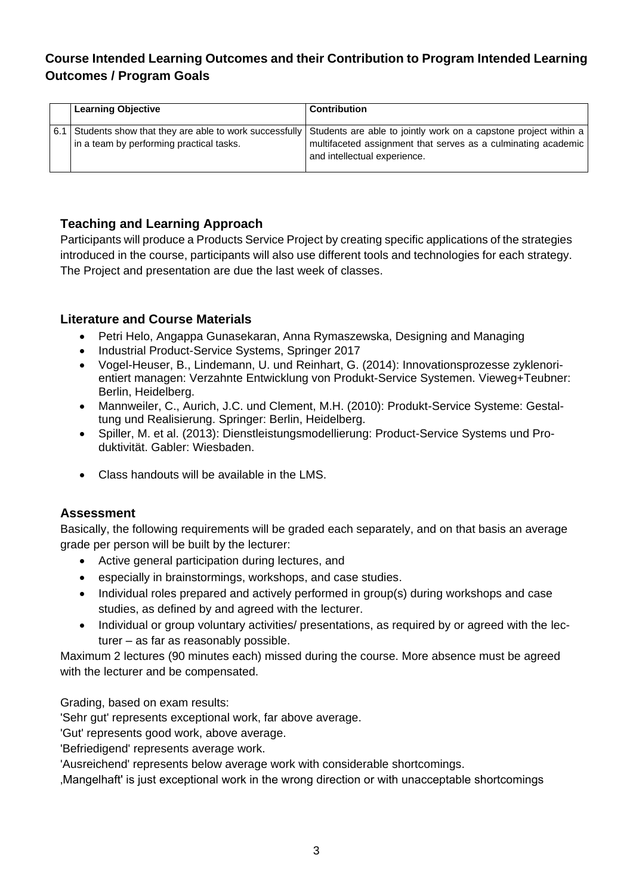## Course Intended Learning Outcomes and their Contribution to Program Intended Learning Outcomes / Program Goals

| | Learning Objective | Contribution |
|---|---|---|
| 6.1 | Students show that they are able to work successfully in a team by performing practical tasks. | Students are able to jointly work on a capstone project within a multifaceted assignment that serves as a culminating academic and intellectual experience. |

### Teaching and Learning Approach

Participants will produce a Products Service Project by creating specific applications of the strategies introduced in the course, participants will also use different tools and technologies for each strategy. The Project and presentation are due the last week of classes.

### Literature and Course Materials

- Petri Helo, Angappa Gunasekaran, Anna Rymaszewska, Designing and Managing
- Industrial Product-Service Systems, Springer 2017
- Vogel-Heuser, B., Lindemann, U. und Reinhart, G. (2014): Innovationsprozesse zyklenorientiert managen: Verzahnte Entwicklung von Produkt-Service Systemen. Vieweg+Teubner: Berlin, Heidelberg.
- Mannweiler, C., Aurich, J.C. und Clement, M.H. (2010): Produkt-Service Systeme: Gestaltung und Realisierung. Springer: Berlin, Heidelberg.
- Spiller, M. et al. (2013): Dienstleistungsmodellierung: Product-Service Systems und Produktivität. Gabler: Wiesbaden.

- Class handouts will be available in the LMS.

### Assessment

Basically, the following requirements will be graded each separately, and on that basis an average grade per person will be built by the lecturer:

- Active general participation during lectures, and
- especially in brainstormings, workshops, and case studies.
- Individual roles prepared and actively performed in group(s) during workshops and case studies, as defined by and agreed with the lecturer.
- Individual or group voluntary activities/ presentations, as required by or agreed with the lecturer – as far as reasonably possible.

Maximum 2 lectures (90 minutes each) missed during the course. More absence must be agreed with the lecturer and be compensated.

Grading, based on exam results:
'Sehr gut' represents exceptional work, far above average.
'Gut' represents good work, above average.
'Befriedigend' represents average work.
'Ausreichend' represents below average work with considerable shortcomings.
‚Mangelhaft' is just exceptional work in the wrong direction or with unacceptable shortcomings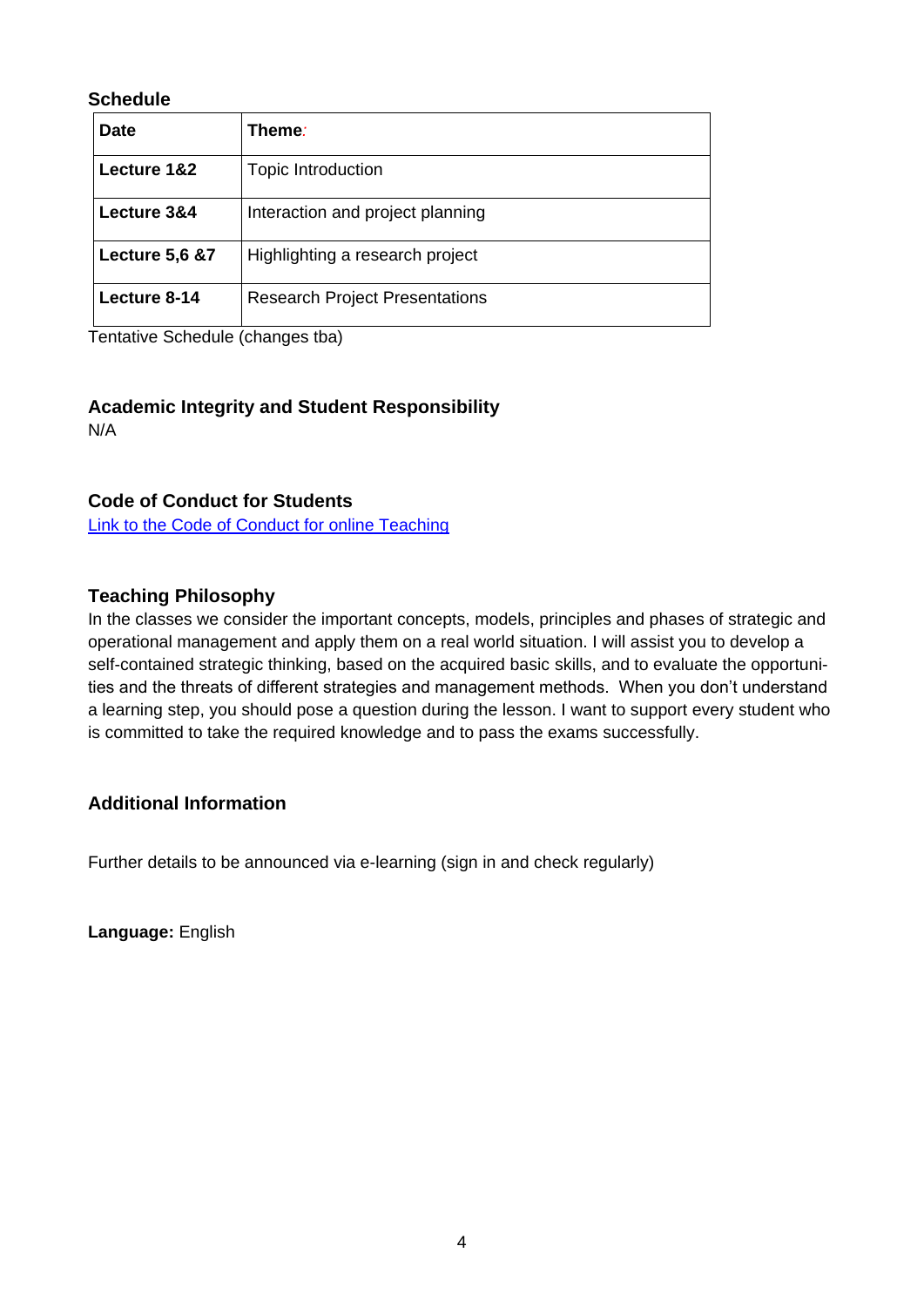## Schedule

| Date | Theme: |
|---|---|
| **Lecture 1&2** | Topic Introduction |
| **Lecture 3&4** | Interaction and project planning |
| **Lecture 5,6 &7** | Highlighting a research project |
| **Lecture 8-14** | Research Project Presentations |

Tentative Schedule (changes tba)

## Academic Integrity and Student Responsibility

N/A

## Code of Conduct for Students

Link to the Code of Conduct for online Teaching

## Teaching Philosophy

In the classes we consider the important concepts, models, principles and phases of strategic and operational management and apply them on a real world situation. I will assist you to develop a self-contained strategic thinking, based on the acquired basic skills, and to evaluate the opportunities and the threats of different strategies and management methods. When you don't understand a learning step, you should pose a question during the lesson. I want to support every student who is committed to take the required knowledge and to pass the exams successfully.

## Additional Information

Further details to be announced via e-learning (sign in and check regularly)

**Language:** English